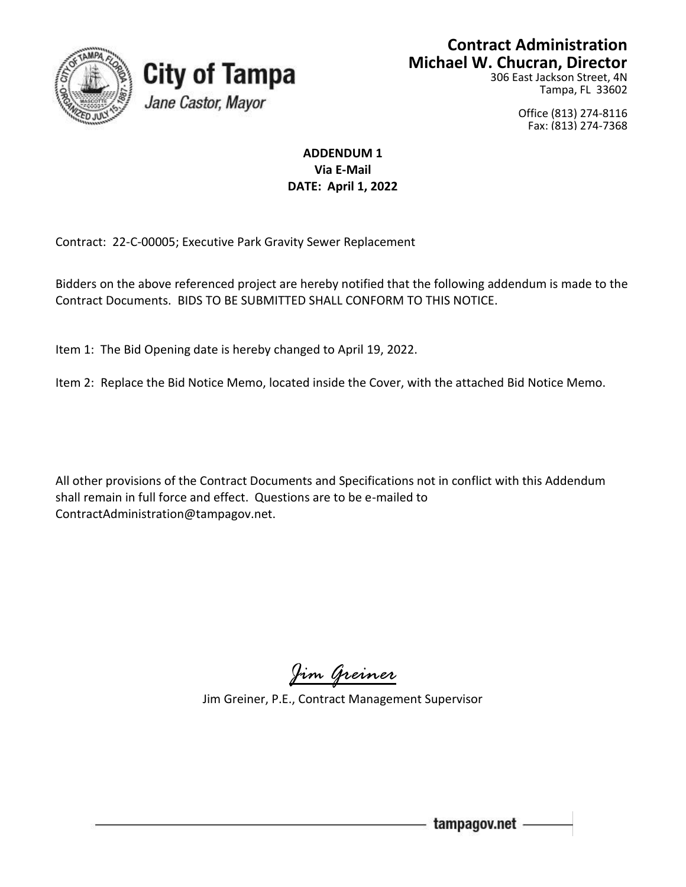City of Tampa
*Jane Castor, Mayor*

**Contract Administration**
**Michael W. Chucran, Director**
306 East Jackson Street, 4N
Tampa, FL 33602

Office (813) 274-8116
Fax: (813) 274-7368

**ADDENDUM 1**
**Via E-Mail**
**DATE: April 1, 2022**

Contract: 22-C-00005; Executive Park Gravity Sewer Replacement

Bidders on the above referenced project are hereby notified that the following addendum is made to the Contract Documents. BIDS TO BE SUBMITTED SHALL CONFORM TO THIS NOTICE.

Item 1: The Bid Opening date is hereby changed to April 19, 2022.

Item 2: Replace the Bid Notice Memo, located inside the Cover, with the attached Bid Notice Memo.

All other provisions of the Contract Documents and Specifications not in conflict with this Addendum shall remain in full force and effect. Questions are to be e-mailed to ContractAdministration@tampagov.net.

*Jim Greiner*

Jim Greiner, P.E., Contract Management Supervisor

tampagov.net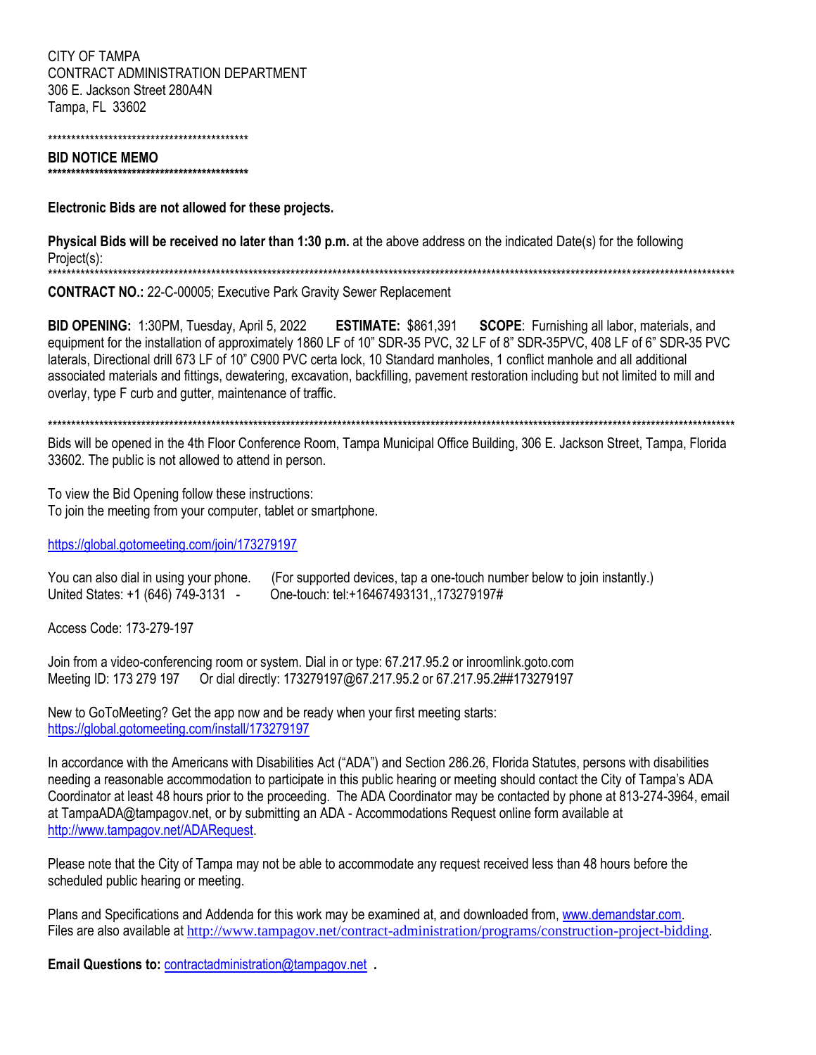CITY OF TAMPA
CONTRACT ADMINISTRATION DEPARTMENT
306 E. Jackson Street 280A4N
Tampa, FL 33602

*******************************************

**BID NOTICE MEMO**

*******************************************

**Electronic Bids are not allowed for these projects.**

**Physical Bids will be received no later than 1:30 p.m.** at the above address on the indicated Date(s) for the following Project(s):

*******************************************************************************************************************************************

**CONTRACT NO.:** 22-C-00005; Executive Park Gravity Sewer Replacement

**BID OPENING:** 1:30PM, Tuesday, April 5, 2022 **ESTIMATE:** $861,391 **SCOPE**: Furnishing all labor, materials, and equipment for the installation of approximately 1860 LF of 10" SDR-35 PVC, 32 LF of 8" SDR-35PVC, 408 LF of 6" SDR-35 PVC laterals, Directional drill 673 LF of 10" C900 PVC certa lock, 10 Standard manholes, 1 conflict manhole and all additional associated materials and fittings, dewatering, excavation, backfilling, pavement restoration including but not limited to mill and overlay, type F curb and gutter, maintenance of traffic.

*******************************************************************************************************************************************

Bids will be opened in the 4th Floor Conference Room, Tampa Municipal Office Building, 306 E. Jackson Street, Tampa, Florida 33602. The public is not allowed to attend in person.

To view the Bid Opening follow these instructions:
To join the meeting from your computer, tablet or smartphone.

https://global.gotomeeting.com/join/173279197

You can also dial in using your phone. (For supported devices, tap a one-touch number below to join instantly.)
United States: +1 (646) 749-3131 - One-touch: tel:+16467493131,,173279197#

Access Code: 173-279-197

Join from a video-conferencing room or system. Dial in or type: 67.217.95.2 or inroomlink.goto.com
Meeting ID: 173 279 197 Or dial directly: 173279197@67.217.95.2 or 67.217.95.2##173279197

New to GoToMeeting? Get the app now and be ready when your first meeting starts:
https://global.gotomeeting.com/install/173279197

In accordance with the Americans with Disabilities Act ("ADA") and Section 286.26, Florida Statutes, persons with disabilities needing a reasonable accommodation to participate in this public hearing or meeting should contact the City of Tampa's ADA Coordinator at least 48 hours prior to the proceeding. The ADA Coordinator may be contacted by phone at 813-274-3964, email at TampaADA@tampagov.net, or by submitting an ADA - Accommodations Request online form available at http://www.tampagov.net/ADARequest.

Please note that the City of Tampa may not be able to accommodate any request received less than 48 hours before the scheduled public hearing or meeting.

Plans and Specifications and Addenda for this work may be examined at, and downloaded from, www.demandstar.com.
Files are also available at http://www.tampagov.net/contract-administration/programs/construction-project-bidding.

**Email Questions to:** contractadministration@tampagov.net **.**